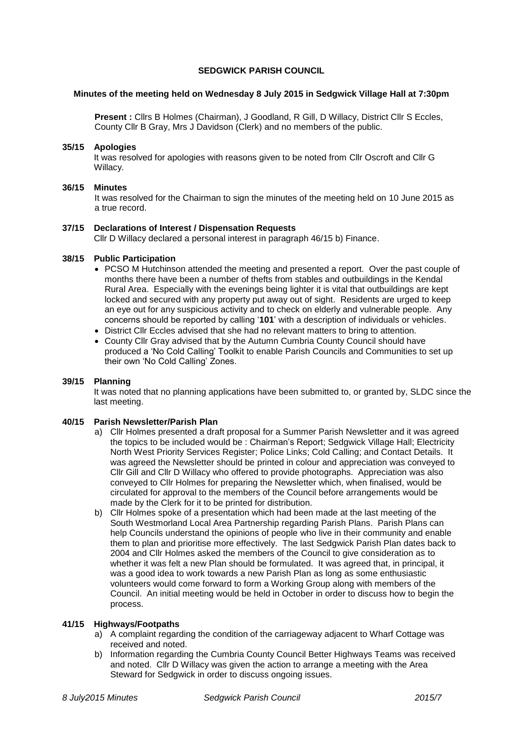# SEDGWICK PARISH COUNCIL

## Minutes of the meeting held on Wednesday 8 July 2015 in Sedgwick Village Hall at 7:30pm

**Present :** Cllrs B Holmes (Chairman), J Goodland, R Gill, D Willacy, District Cllr S Eccles, County Cllr B Gray, Mrs J Davidson (Clerk) and no members of the public.

### 35/15 Apologies

It was resolved for apologies with reasons given to be noted from Cllr Oscroft and Cllr G Willacy.

### 36/15 Minutes

It was resolved for the Chairman to sign the minutes of the meeting held on 10 June 2015 as a true record.

### 37/15 Declarations of Interest / Dispensation Requests

Cllr D Willacy declared a personal interest in paragraph 46/15 b) Finance.

### 38/15 Public Participation

- PCSO M Hutchinson attended the meeting and presented a report. Over the past couple of months there have been a number of thefts from stables and outbuildings in the Kendal Rural Area. Especially with the evenings being lighter it is vital that outbuildings are kept locked and secured with any property put away out of sight. Residents are urged to keep an eye out for any suspicious activity and to check on elderly and vulnerable people. Any concerns should be reported by calling '**101**' with a description of individuals or vehicles.
- District Cllr Eccles advised that she had no relevant matters to bring to attention.
- County Cllr Gray advised that by the Autumn Cumbria County Council should have produced a 'No Cold Calling' Toolkit to enable Parish Councils and Communities to set up their own 'No Cold Calling' Zones.

### 39/15 Planning

It was noted that no planning applications have been submitted to, or granted by, SLDC since the last meeting.

### 40/15 Parish Newsletter/Parish Plan

a) Cllr Holmes presented a draft proposal for a Summer Parish Newsletter and it was agreed the topics to be included would be : Chairman's Report; Sedgwick Village Hall; Electricity North West Priority Services Register; Police Links; Cold Calling; and Contact Details. It was agreed the Newsletter should be printed in colour and appreciation was conveyed to Cllr Gill and Cllr D Willacy who offered to provide photographs. Appreciation was also conveyed to Cllr Holmes for preparing the Newsletter which, when finalised, would be circulated for approval to the members of the Council before arrangements would be made by the Clerk for it to be printed for distribution.

b) Cllr Holmes spoke of a presentation which had been made at the last meeting of the South Westmorland Local Area Partnership regarding Parish Plans. Parish Plans can help Councils understand the opinions of people who live in their community and enable them to plan and prioritise more effectively. The last Sedgwick Parish Plan dates back to 2004 and Cllr Holmes asked the members of the Council to give consideration as to whether it was felt a new Plan should be formulated. It was agreed that, in principal, it was a good idea to work towards a new Parish Plan as long as some enthusiastic volunteers would come forward to form a Working Group along with members of the Council. An initial meeting would be held in October in order to discuss how to begin the process.

### 41/15 Highways/Footpaths

a) A complaint regarding the condition of the carriageway adjacent to Wharf Cottage was received and noted.

b) Information regarding the Cumbria County Council Better Highways Teams was received and noted. Cllr D Willacy was given the action to arrange a meeting with the Area Steward for Sedgwick in order to discuss ongoing issues.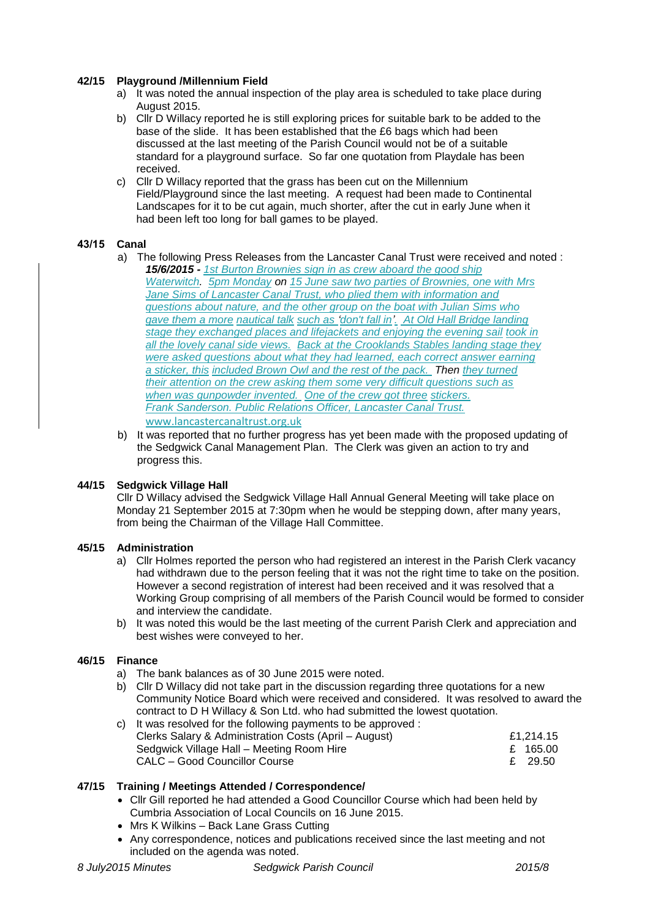**42/15 Playground /Millennium Field**

a) It was noted the annual inspection of the play area is scheduled to take place during August 2015.

b) Cllr D Willacy reported he is still exploring prices for suitable bark to be added to the base of the slide. It has been established that the £6 bags which had been discussed at the last meeting of the Parish Council would not be of a suitable standard for a playground surface. So far one quotation from Playdale has been received.

c) Cllr D Willacy reported that the grass has been cut on the Millennium Field/Playground since the last meeting. A request had been made to Continental Landscapes for it to be cut again, much shorter, after the cut in early June when it had been left too long for ball games to be played.

**43/15 Canal**

a) The following Press Releases from the Lancaster Canal Trust were received and noted :
***15/6/2015 -*** *1st Burton Brownies sign in as crew aboard the good ship Waterwitch. 5pm Monday **on** 15 June saw two parties of Brownies, one with Mrs Jane Sims of Lancaster Canal Trust, who plied them with information and questions about nature, and the other group on the boat with Julian Sims who gave them a more nautical talk such as 'don't fall in'. At Old Hall Bridge landing stage they exchanged places and lifejackets and enjoying the evening sail took in all the lovely canal side views. Back at the Crooklands Stables landing stage they were asked questions about what they had learned, each correct answer earning a sticker, this included Brown Owl and the rest of the pack. Then they turned their attention on the crew asking them some very difficult questions such as when was gunpowder invented. One of the crew got three stickers. Frank Sanderson. Public Relations Officer, Lancaster Canal Trust.*
www.lancastercanaltrust.org.uk

b) It was reported that no further progress has yet been made with the proposed updating of the Sedgwick Canal Management Plan. The Clerk was given an action to try and progress this.

**44/15 Sedgwick Village Hall**

Cllr D Willacy advised the Sedgwick Village Hall Annual General Meeting will take place on Monday 21 September 2015 at 7:30pm when he would be stepping down, after many years, from being the Chairman of the Village Hall Committee.

**45/15 Administration**

a) Cllr Holmes reported the person who had registered an interest in the Parish Clerk vacancy had withdrawn due to the person feeling that it was not the right time to take on the position. However a second registration of interest had been received and it was resolved that a Working Group comprising of all members of the Parish Council would be formed to consider and interview the candidate.

b) It was noted this would be the last meeting of the current Parish Clerk and appreciation and best wishes were conveyed to her.

**46/15 Finance**

a) The bank balances as of 30 June 2015 were noted.

b) Cllr D Willacy did not take part in the discussion regarding three quotations for a new Community Notice Board which were received and considered. It was resolved to award the contract to D H Willacy & Son Ltd. who had submitted the lowest quotation.

c) It was resolved for the following payments to be approved :

| | |
|---|---|
| Clerks Salary & Administration Costs (April – August) | £1,214.15 |
| Sedgwick Village Hall – Meeting Room Hire | £ 165.00 |
| CALC – Good Councillor Course | £ 29.50 |

**47/15 Training / Meetings Attended / Correspondence/**

- Cllr Gill reported he had attended a Good Councillor Course which had been held by Cumbria Association of Local Councils on 16 June 2015.
- Mrs K Wilkins – Back Lane Grass Cutting
- Any correspondence, notices and publications received since the last meeting and not included on the agenda was noted.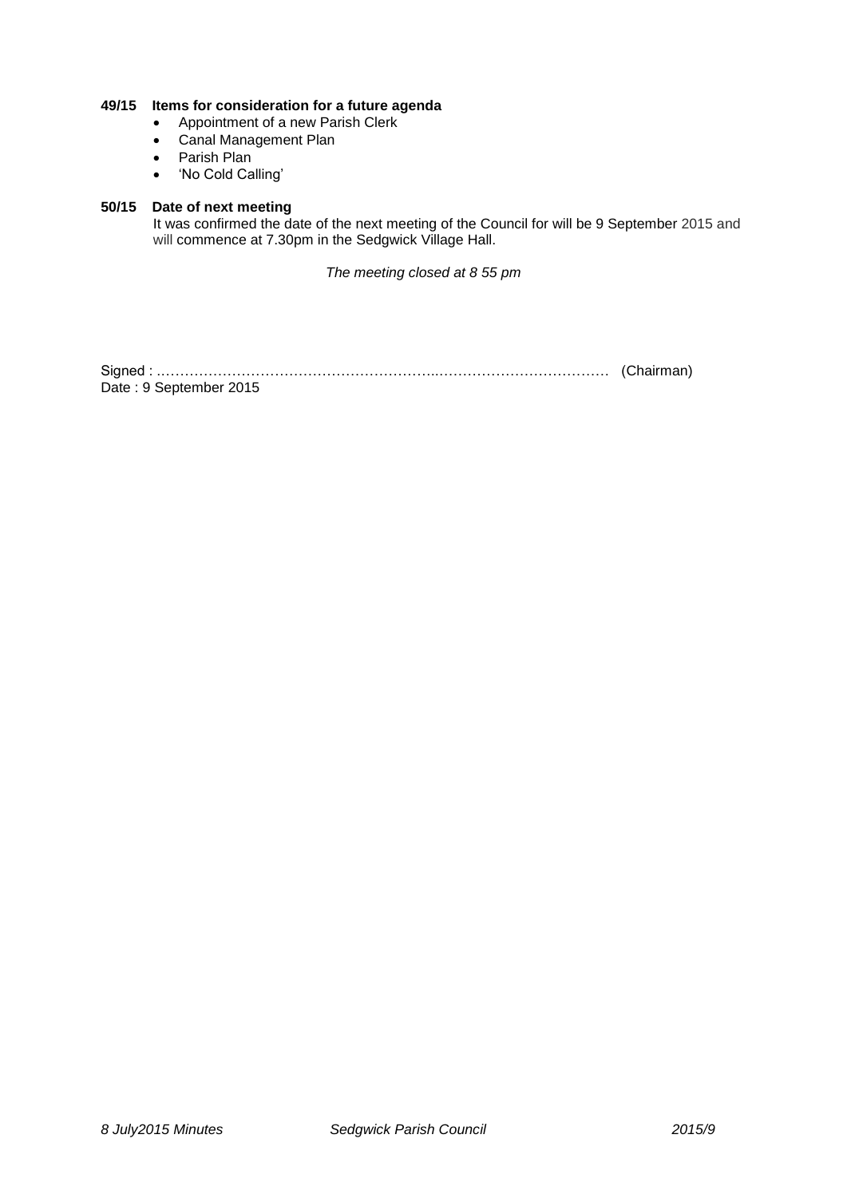**49/15 Items for consideration for a future agenda**

- Appointment of a new Parish Clerk
- Canal Management Plan
- Parish Plan
- 'No Cold Calling'

**50/15 Date of next meeting**

It was confirmed the date of the next meeting of the Council for will be 9 September 2015 and will commence at 7.30pm in the Sedgwick Village Hall.

*The meeting closed at 8 55 pm*

Signed : ……………………………………………………..……………………………… (Chairman)
Date : 9 September 2015